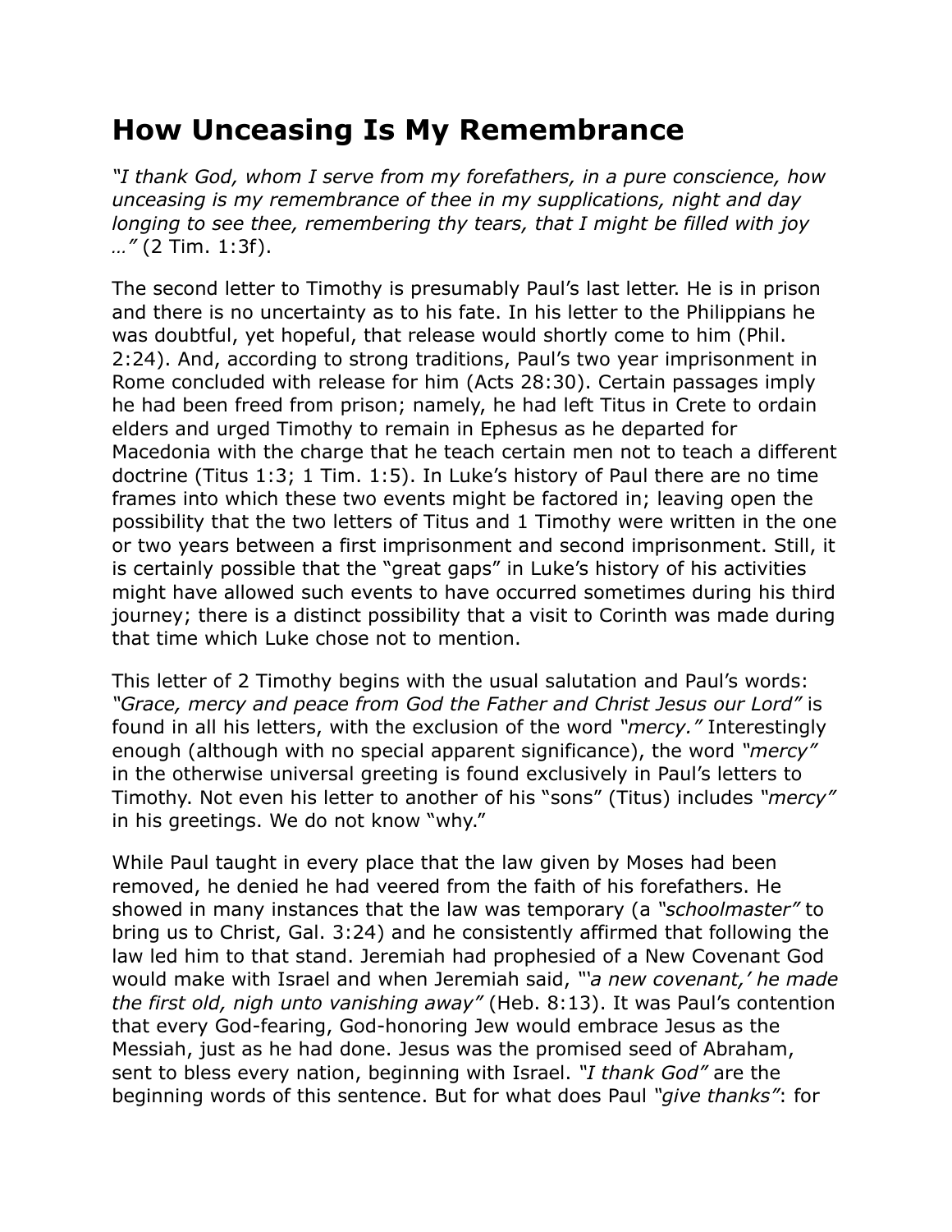# How Unceasing Is My Remembrance

*"I thank God, whom I serve from my forefathers, in a pure conscience, how unceasing is my remembrance of thee in my supplications, night and day longing to see thee, remembering thy tears, that I might be filled with joy …"* (2 Tim. 1:3f).

The second letter to Timothy is presumably Paul's last letter. He is in prison and there is no uncertainty as to his fate. In his letter to the Philippians he was doubtful, yet hopeful, that release would shortly come to him (Phil. 2:24). And, according to strong traditions, Paul's two year imprisonment in Rome concluded with release for him (Acts 28:30). Certain passages imply he had been freed from prison; namely, he had left Titus in Crete to ordain elders and urged Timothy to remain in Ephesus as he departed for Macedonia with the charge that he teach certain men not to teach a different doctrine (Titus 1:3; 1 Tim. 1:5). In Luke's history of Paul there are no time frames into which these two events might be factored in; leaving open the possibility that the two letters of Titus and 1 Timothy were written in the one or two years between a first imprisonment and second imprisonment. Still, it is certainly possible that the "great gaps" in Luke's history of his activities might have allowed such events to have occurred sometimes during his third journey; there is a distinct possibility that a visit to Corinth was made during that time which Luke chose not to mention.

This letter of 2 Timothy begins with the usual salutation and Paul's words: *"Grace, mercy and peace from God the Father and Christ Jesus our Lord"* is found in all his letters, with the exclusion of the word *"mercy."* Interestingly enough (although with no special apparent significance), the word *"mercy"* in the otherwise universal greeting is found exclusively in Paul's letters to Timothy. Not even his letter to another of his "sons" (Titus) includes *"mercy"* in his greetings. We do not know "why."

While Paul taught in every place that the law given by Moses had been removed, he denied he had veered from the faith of his forefathers. He showed in many instances that the law was temporary (a *"schoolmaster"* to bring us to Christ, Gal. 3:24) and he consistently affirmed that following the law led him to that stand. Jeremiah had prophesied of a New Covenant God would make with Israel and when Jeremiah said, *"'a new covenant,' he made the first old, nigh unto vanishing away"* (Heb. 8:13). It was Paul's contention that every God-fearing, God-honoring Jew would embrace Jesus as the Messiah, just as he had done. Jesus was the promised seed of Abraham, sent to bless every nation, beginning with Israel. *"I thank God"* are the beginning words of this sentence. But for what does Paul *"give thanks"*: for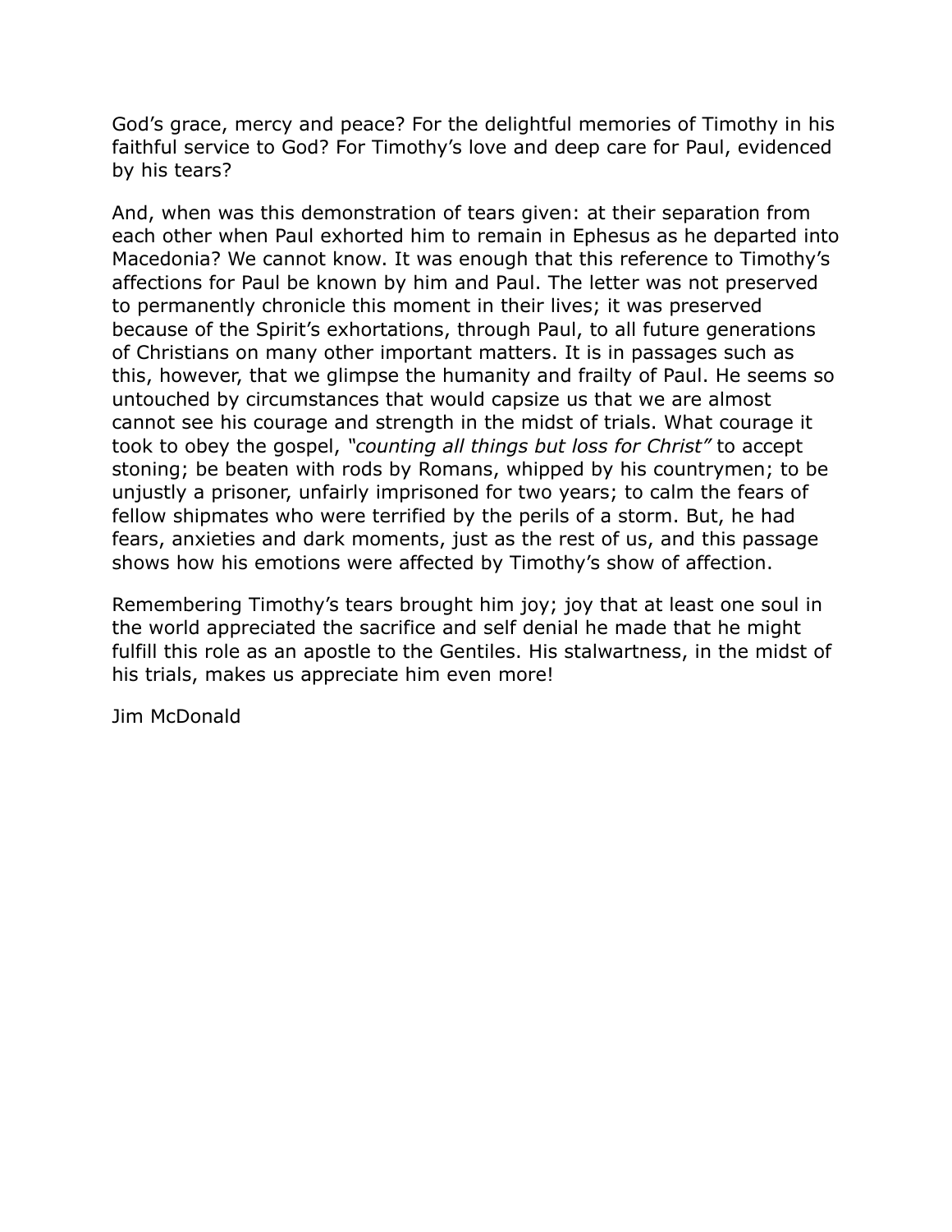God's grace, mercy and peace? For the delightful memories of Timothy in his faithful service to God? For Timothy's love and deep care for Paul, evidenced by his tears?

And, when was this demonstration of tears given: at their separation from each other when Paul exhorted him to remain in Ephesus as he departed into Macedonia? We cannot know. It was enough that this reference to Timothy's affections for Paul be known by him and Paul. The letter was not preserved to permanently chronicle this moment in their lives; it was preserved because of the Spirit's exhortations, through Paul, to all future generations of Christians on many other important matters. It is in passages such as this, however, that we glimpse the humanity and frailty of Paul. He seems so untouched by circumstances that would capsize us that we are almost cannot see his courage and strength in the midst of trials. What courage it took to obey the gospel, *"counting all things but loss for Christ"* to accept stoning; be beaten with rods by Romans, whipped by his countrymen; to be unjustly a prisoner, unfairly imprisoned for two years; to calm the fears of fellow shipmates who were terrified by the perils of a storm. But, he had fears, anxieties and dark moments, just as the rest of us, and this passage shows how his emotions were affected by Timothy's show of affection.

Remembering Timothy's tears brought him joy; joy that at least one soul in the world appreciated the sacrifice and self denial he made that he might fulfill this role as an apostle to the Gentiles. His stalwartness, in the midst of his trials, makes us appreciate him even more!

Jim McDonald